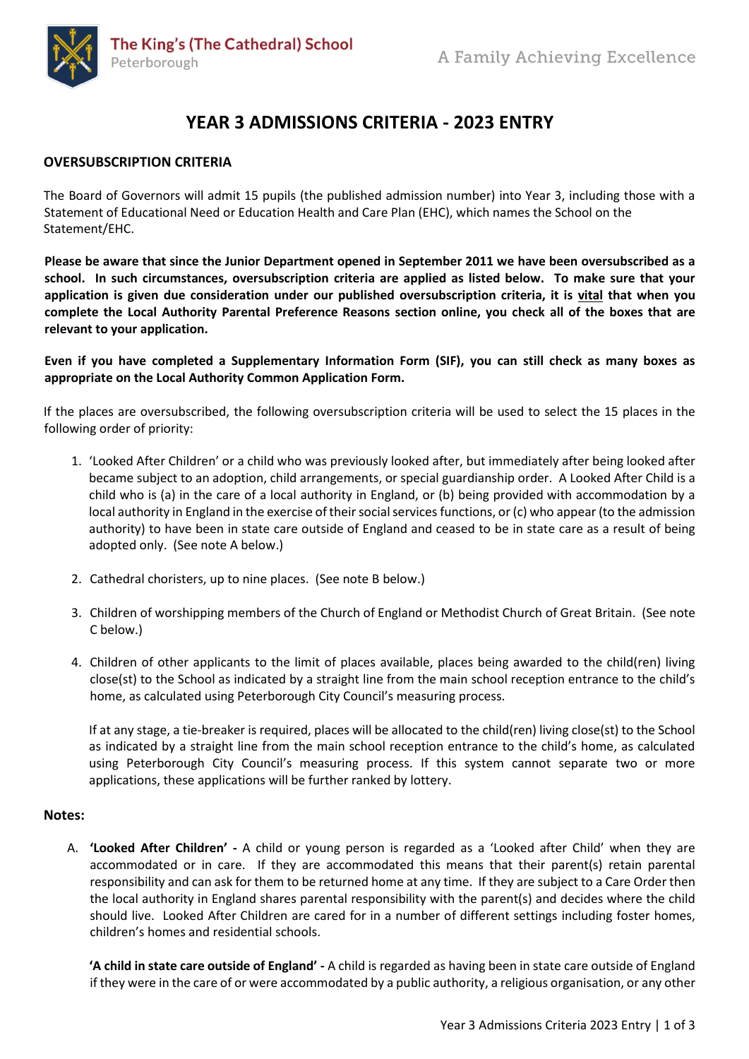# YEAR 3 ADMISSIONS CRITERIA - 2023 ENTRY

## OVERSUBSCRIPTION CRITERIA

The Board of Governors will admit 15 pupils (the published admission number) into Year 3, including those with a Statement of Educational Need or Education Health and Care Plan (EHC), which names the School on the Statement/EHC.

**Please be aware that since the Junior Department opened in September 2011 we have been oversubscribed as a school. In such circumstances, oversubscription criteria are applied as listed below. To make sure that your application is given due consideration under our published oversubscription criteria, it is vital that when you complete the Local Authority Parental Preference Reasons section online, you check all of the boxes that are relevant to your application.**

**Even if you have completed a Supplementary Information Form (SIF), you can still check as many boxes as appropriate on the Local Authority Common Application Form.**

If the places are oversubscribed, the following oversubscription criteria will be used to select the 15 places in the following order of priority:

1. 'Looked After Children' or a child who was previously looked after, but immediately after being looked after became subject to an adoption, child arrangements, or special guardianship order. A Looked After Child is a child who is (a) in the care of a local authority in England, or (b) being provided with accommodation by a local authority in England in the exercise of their social services functions, or (c) who appear (to the admission authority) to have been in state care outside of England and ceased to be in state care as a result of being adopted only. (See note A below.)

2. Cathedral choristers, up to nine places. (See note B below.)

3. Children of worshipping members of the Church of England or Methodist Church of Great Britain. (See note C below.)

4. Children of other applicants to the limit of places available, places being awarded to the child(ren) living close(st) to the School as indicated by a straight line from the main school reception entrance to the child's home, as calculated using Peterborough City Council's measuring process.

   If at any stage, a tie-breaker is required, places will be allocated to the child(ren) living close(st) to the School as indicated by a straight line from the main school reception entrance to the child's home, as calculated using Peterborough City Council's measuring process. If this system cannot separate two or more applications, these applications will be further ranked by lottery.

### Notes:

A. **'Looked After Children' -** A child or young person is regarded as a 'Looked after Child' when they are accommodated or in care. If they are accommodated this means that their parent(s) retain parental responsibility and can ask for them to be returned home at any time. If they are subject to a Care Order then the local authority in England shares parental responsibility with the parent(s) and decides where the child should live. Looked After Children are cared for in a number of different settings including foster homes, children's homes and residential schools.

   **'A child in state care outside of England' -** A child is regarded as having been in state care outside of England if they were in the care of or were accommodated by a public authority, a religious organisation, or any other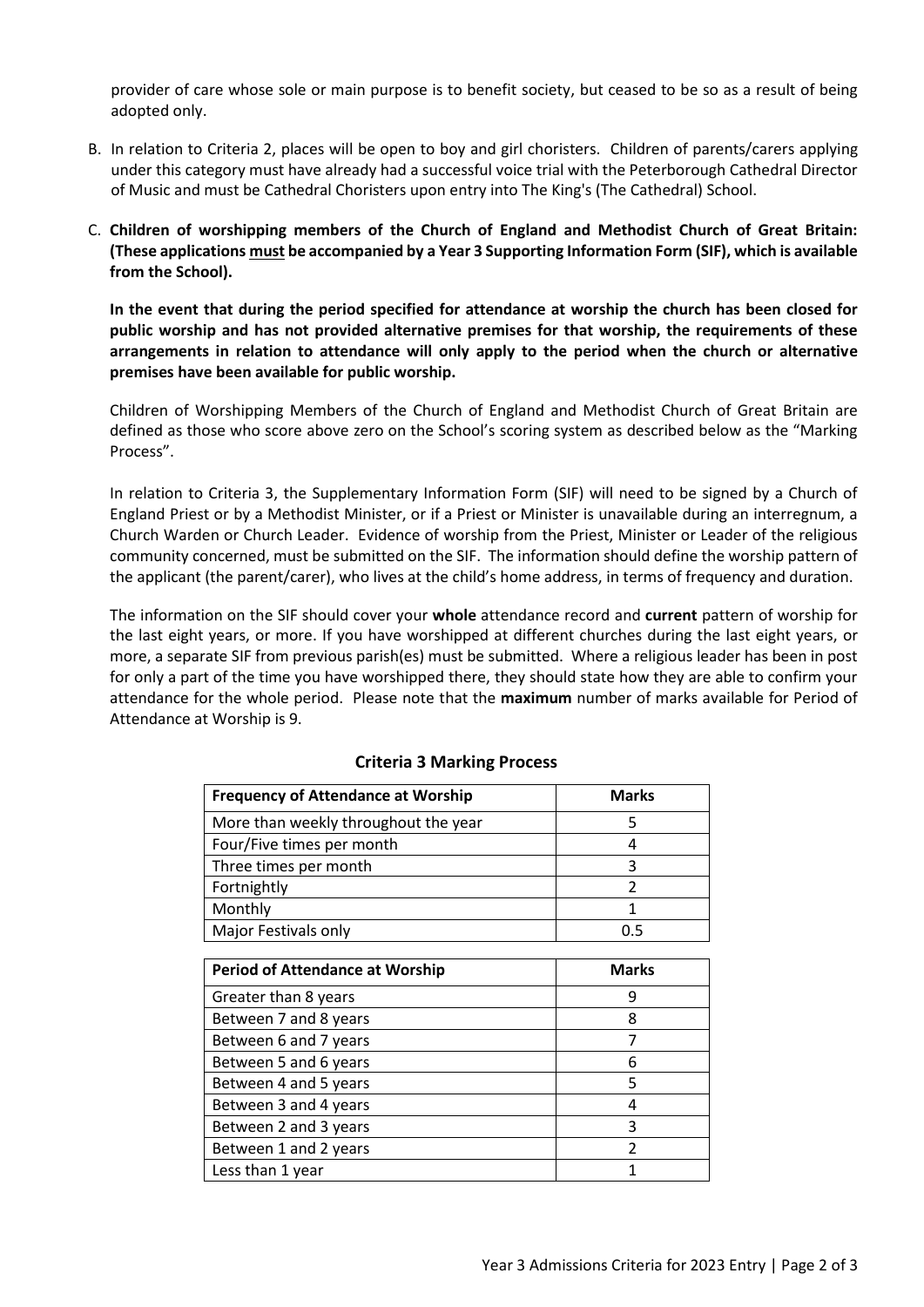provider of care whose sole or main purpose is to benefit society, but ceased to be so as a result of being adopted only.

B. In relation to Criteria 2, places will be open to boy and girl choristers. Children of parents/carers applying under this category must have already had a successful voice trial with the Peterborough Cathedral Director of Music and must be Cathedral Choristers upon entry into The King's (The Cathedral) School.

C. **Children of worshipping members of the Church of England and Methodist Church of Great Britain: (These applications must be accompanied by a Year 3 Supporting Information Form (SIF), which is available from the School).**

**In the event that during the period specified for attendance at worship the church has been closed for public worship and has not provided alternative premises for that worship, the requirements of these arrangements in relation to attendance will only apply to the period when the church or alternative premises have been available for public worship.**

Children of Worshipping Members of the Church of England and Methodist Church of Great Britain are defined as those who score above zero on the School's scoring system as described below as the "Marking Process".

In relation to Criteria 3, the Supplementary Information Form (SIF) will need to be signed by a Church of England Priest or by a Methodist Minister, or if a Priest or Minister is unavailable during an interregnum, a Church Warden or Church Leader. Evidence of worship from the Priest, Minister or Leader of the religious community concerned, must be submitted on the SIF. The information should define the worship pattern of the applicant (the parent/carer), who lives at the child's home address, in terms of frequency and duration.

The information on the SIF should cover your **whole** attendance record and **current** pattern of worship for the last eight years, or more. If you have worshipped at different churches during the last eight years, or more, a separate SIF from previous parish(es) must be submitted. Where a religious leader has been in post for only a part of the time you have worshipped there, they should state how they are able to confirm your attendance for the whole period. Please note that the **maximum** number of marks available for Period of Attendance at Worship is 9.

**Criteria 3 Marking Process**

| Frequency of Attendance at Worship | Marks |
|---|---|
| More than weekly throughout the year | 5 |
| Four/Five times per month | 4 |
| Three times per month | 3 |
| Fortnightly | 2 |
| Monthly | 1 |
| Major Festivals only | 0.5 |

| Period of Attendance at Worship | Marks |
|---|---|
| Greater than 8 years | 9 |
| Between 7 and 8 years | 8 |
| Between 6 and 7 years | 7 |
| Between 5 and 6 years | 6 |
| Between 4 and 5 years | 5 |
| Between 3 and 4 years | 4 |
| Between 2 and 3 years | 3 |
| Between 1 and 2 years | 2 |
| Less than 1 year | 1 |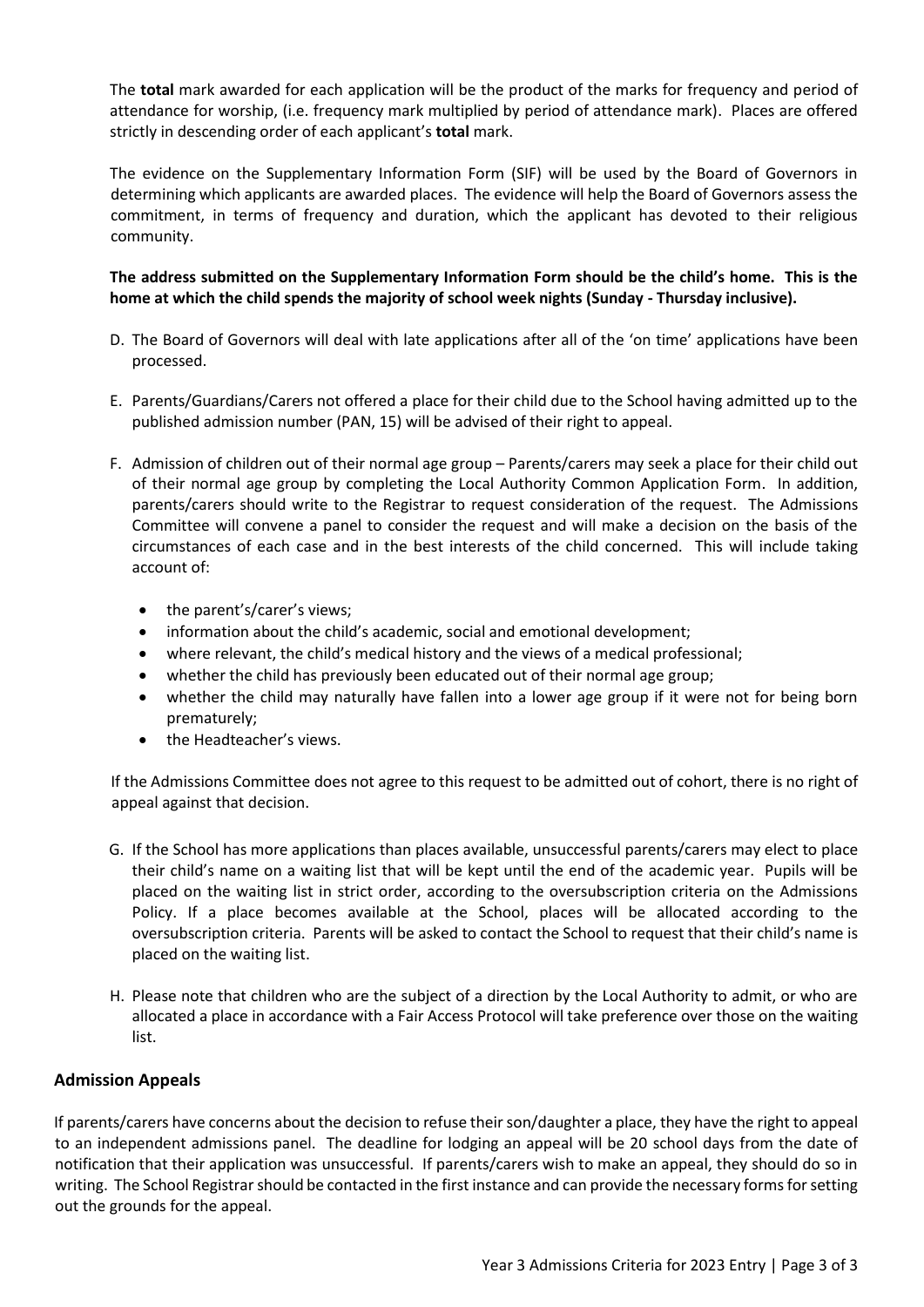The **total** mark awarded for each application will be the product of the marks for frequency and period of attendance for worship, (i.e. frequency mark multiplied by period of attendance mark). Places are offered strictly in descending order of each applicant's **total** mark.

The evidence on the Supplementary Information Form (SIF) will be used by the Board of Governors in determining which applicants are awarded places. The evidence will help the Board of Governors assess the commitment, in terms of frequency and duration, which the applicant has devoted to their religious community.

**The address submitted on the Supplementary Information Form should be the child's home. This is the home at which the child spends the majority of school week nights (Sunday - Thursday inclusive).**

D. The Board of Governors will deal with late applications after all of the 'on time' applications have been processed.

E. Parents/Guardians/Carers not offered a place for their child due to the School having admitted up to the published admission number (PAN, 15) will be advised of their right to appeal.

F. Admission of children out of their normal age group – Parents/carers may seek a place for their child out of their normal age group by completing the Local Authority Common Application Form. In addition, parents/carers should write to the Registrar to request consideration of the request. The Admissions Committee will convene a panel to consider the request and will make a decision on the basis of the circumstances of each case and in the best interests of the child concerned. This will include taking account of:

- the parent's/carer's views;
- information about the child's academic, social and emotional development;
- where relevant, the child's medical history and the views of a medical professional;
- whether the child has previously been educated out of their normal age group;
- whether the child may naturally have fallen into a lower age group if it were not for being born prematurely;
- the Headteacher's views.

If the Admissions Committee does not agree to this request to be admitted out of cohort, there is no right of appeal against that decision.

G. If the School has more applications than places available, unsuccessful parents/carers may elect to place their child's name on a waiting list that will be kept until the end of the academic year. Pupils will be placed on the waiting list in strict order, according to the oversubscription criteria on the Admissions Policy. If a place becomes available at the School, places will be allocated according to the oversubscription criteria. Parents will be asked to contact the School to request that their child's name is placed on the waiting list.

H. Please note that children who are the subject of a direction by the Local Authority to admit, or who are allocated a place in accordance with a Fair Access Protocol will take preference over those on the waiting list.

## Admission Appeals

If parents/carers have concerns about the decision to refuse their son/daughter a place, they have the right to appeal to an independent admissions panel. The deadline for lodging an appeal will be 20 school days from the date of notification that their application was unsuccessful. If parents/carers wish to make an appeal, they should do so in writing. The School Registrar should be contacted in the first instance and can provide the necessary forms for setting out the grounds for the appeal.